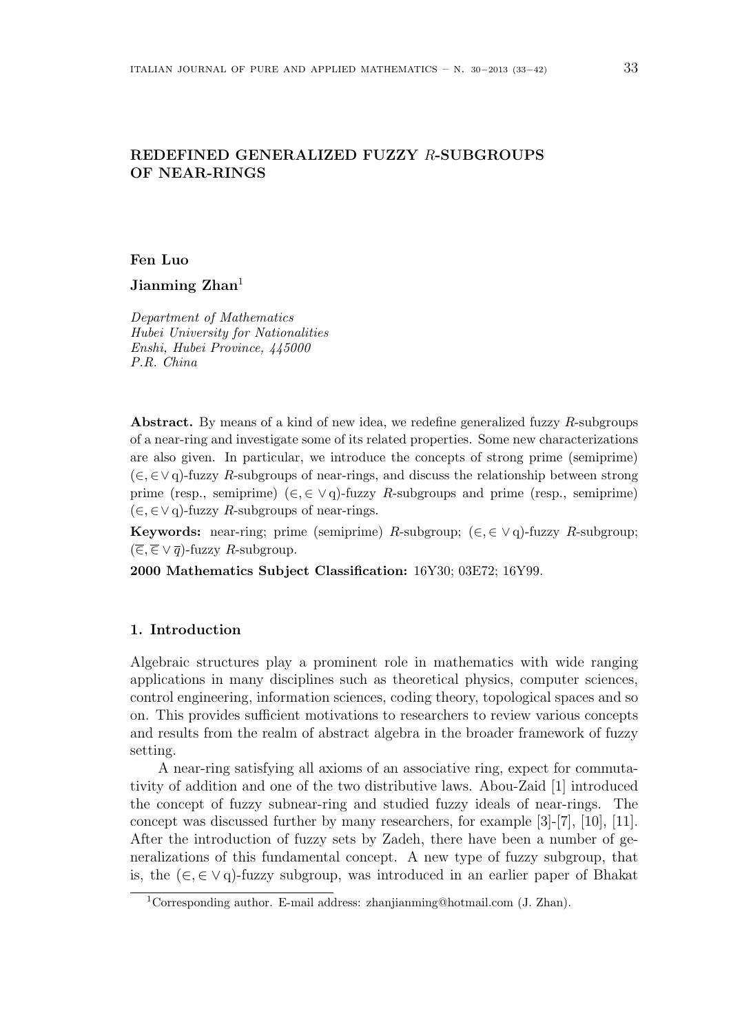# REDEFINED GENERALIZED FUZZY $R$-SUBGROUPS OF NEAR-RINGS

**Fen Luo**

**Jianming Zhan**[1]

*Department of Mathematics*
*Hubei University for Nationalities*
*Enshi, Hubei Province, 445000*
*P.R. China*

**Abstract.** By means of a kind of new idea, we redefine generalized fuzzy $R$-subgroups of a near-ring and investigate some of its related properties. Some new characterizations are also given. In particular, we introduce the concepts of strong prime (semiprime) $(\in, \in \vee \mathrm{q})$-fuzzy $R$-subgroups of near-rings, and discuss the relationship between strong prime (resp., semiprime) $(\in, \in \vee \mathrm{q})$-fuzzy $R$-subgroups and prime (resp., semiprime) $(\in, \in \vee \mathrm{q})$-fuzzy $R$-subgroups of near-rings.

**Keywords:** near-ring; prime (semiprime) $R$-subgroup; $(\in, \in \vee \mathrm{q})$-fuzzy $R$-subgroup; $(\overline{\in}, \overline{\in} \vee \overline{q})$-fuzzy $R$-subgroup.

**2000 Mathematics Subject Classification:** 16Y30; 03E72; 16Y99.

## 1. Introduction

Algebraic structures play a prominent role in mathematics with wide ranging applications in many disciplines such as theoretical physics, computer sciences, control engineering, information sciences, coding theory, topological spaces and so on. This provides sufficient motivations to researchers to review various concepts and results from the realm of abstract algebra in the broader framework of fuzzy setting.

A near-ring satisfying all axioms of an associative ring, expect for commutativity of addition and one of the two distributive laws. Abou-Zaid [1] introduced the concept of fuzzy subnear-ring and studied fuzzy ideals of near-rings. The concept was discussed further by many researchers, for example [3]-[7], [10], [11]. After the introduction of fuzzy sets by Zadeh, there have been a number of generalizations of this fundamental concept. A new type of fuzzy subgroup, that is, the $(\in, \in \vee \mathrm{q})$-fuzzy subgroup, was introduced in an earlier paper of Bhakat

[1] Corresponding author. E-mail address: zhanjianming@hotmail.com (J. Zhan).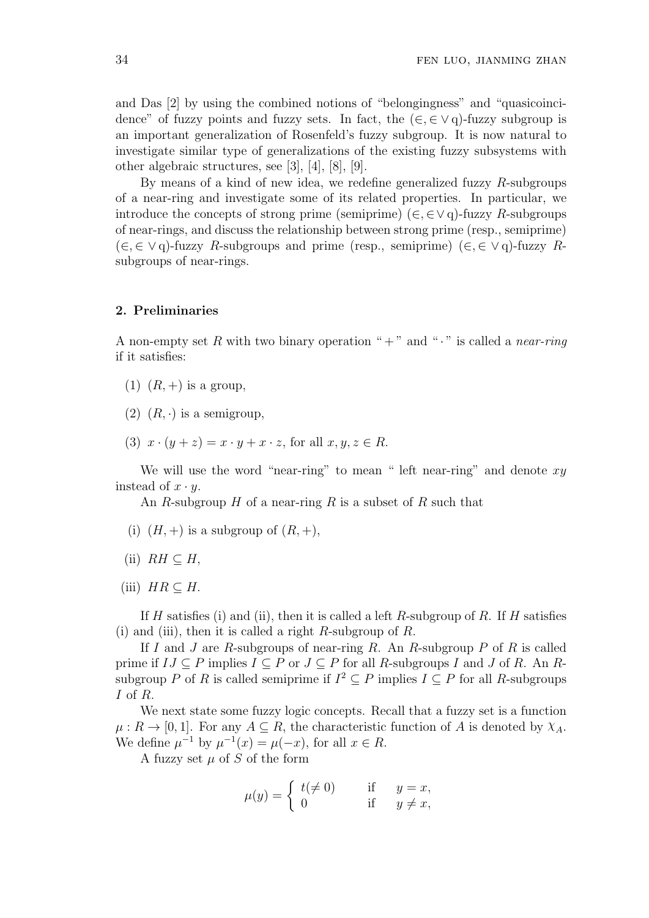and Das [2] by using the combined notions of "belongingness" and "quasicoincidence" of fuzzy points and fuzzy sets. In fact, the $(\in, \in \vee \mathrm{q})$-fuzzy subgroup is an important generalization of Rosenfeld's fuzzy subgroup. It is now natural to investigate similar type of generalizations of the existing fuzzy subsystems with other algebraic structures, see [3], [4], [8], [9].

By means of a kind of new idea, we redefine generalized fuzzy $R$-subgroups of a near-ring and investigate some of its related properties. In particular, we introduce the concepts of strong prime (semiprime) $(\in, \in \vee \mathrm{q})$-fuzzy $R$-subgroups of near-rings, and discuss the relationship between strong prime (resp., semiprime) $(\in, \in \vee \mathrm{q})$-fuzzy $R$-subgroups and prime (resp., semiprime) $(\in, \in \vee \mathrm{q})$-fuzzy $R$-subgroups of near-rings.

## 2. Preliminaries

A non-empty set $R$ with two binary operation " $+$ " and " $\cdot$ " is called a *near-ring* if it satisfies:

(1) $(R, +)$ is a group,

(2) $(R, \cdot)$ is a semigroup,

(3) $x \cdot (y + z) = x \cdot y + x \cdot z$, for all $x, y, z \in R$.

We will use the word "near-ring" to mean " left near-ring" and denote $xy$ instead of $x \cdot y$.

An $R$-subgroup $H$ of a near-ring $R$ is a subset of $R$ such that

(i) $(H, +)$ is a subgroup of $(R, +)$,

(ii) $RH \subseteq H$,

(iii) $HR \subseteq H$.

If $H$ satisfies (i) and (ii), then it is called a left $R$-subgroup of $R$. If $H$ satisfies (i) and (iii), then it is called a right $R$-subgroup of $R$.

If $I$ and $J$ are $R$-subgroups of near-ring $R$. An $R$-subgroup $P$ of $R$ is called prime if $IJ \subseteq P$ implies $I \subseteq P$ or $J \subseteq P$ for all $R$-subgroups $I$ and $J$ of $R$. An $R$-subgroup $P$ of $R$ is called semiprime if $I^2 \subseteq P$ implies $I \subseteq P$ for all $R$-subgroups $I$ of $R$.

We next state some fuzzy logic concepts. Recall that a fuzzy set is a function $\mu : R \to [0, 1]$. For any $A \subseteq R$, the characteristic function of $A$ is denoted by $\chi_A$. We define $\mu^{-1}$ by $\mu^{-1}(x) = \mu(-x)$, for all $x \in R$.

A fuzzy set $\mu$ of $S$ of the form

$$\mu(y) = \begin{cases} t(\neq 0) & \text{if} \quad y = x, \\ 0 & \text{if} \quad y \neq x, \end{cases}$$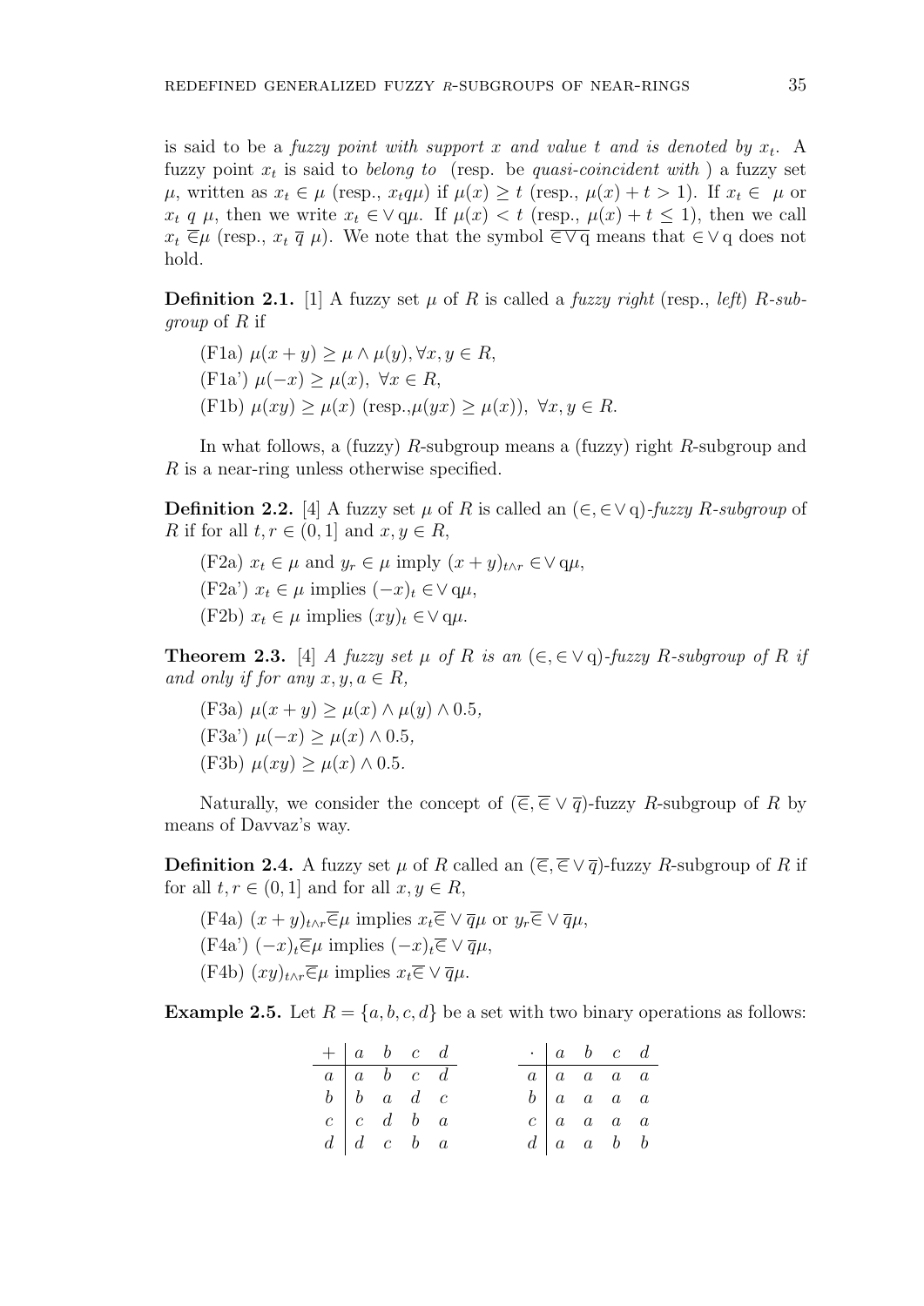is said to be a *fuzzy point with support $x$ and value $t$ and is denoted by $x_t$*. A fuzzy point $x_t$ is said to *belong to* (resp. be *quasi-coincident with* ) a fuzzy set $\mu$, written as $x_t \in \mu$ (resp., $x_t q\mu$) if $\mu(x) \geq t$ (resp., $\mu(x) + t > 1$). If $x_t \in \mu$ or $x_t\ q\ \mu$, then we write $x_t \in\vee\, \mathrm{q}\mu$. If $\mu(x) < t$ (resp., $\mu(x) + t \leq 1$), then we call $x_t\ \overline{\in}\mu$ (resp., $x_t\ \overline{q}\ \mu$). We note that the symbol $\overline{\in\vee\,\mathrm{q}}$ means that $\in\vee\,\mathrm{q}$ does not hold.

**Definition 2.1.** [1] A fuzzy set $\mu$ of $R$ is called a *fuzzy right* (resp., *left*) *$R$-subgroup* of $R$ if

(F1a) $\mu(x + y) \geq \mu \wedge \mu(y), \forall x, y \in R,$

(F1a') $\mu(-x) \geq \mu(x),\ \forall x \in R,$

(F1b) $\mu(xy) \geq \mu(x)$ (resp.,$\mu(yx) \geq \mu(x)),\ \forall x, y \in R.$

In what follows, a (fuzzy) $R$-subgroup means a (fuzzy) right $R$-subgroup and $R$ is a near-ring unless otherwise specified.

**Definition 2.2.** [4] A fuzzy set $\mu$ of $R$ is called an $(\in, \in\vee\,\mathrm{q})$*-fuzzy $R$-subgroup* of $R$ if for all $t, r \in (0, 1]$ and $x, y \in R$,

(F2a) $x_t \in \mu$ and $y_r \in \mu$ imply $(x + y)_{t\wedge r} \in\vee\, \mathrm{q}\mu$,

(F2a') $x_t \in \mu$ implies $(-x)_t \in\vee\, \mathrm{q}\mu$,

(F2b) $x_t \in \mu$ implies $(xy)_t \in\vee\, \mathrm{q}\mu$.

**Theorem 2.3.** [4] *A fuzzy set $\mu$ of $R$ is an $(\in, \in\vee\,\mathrm{q})$-fuzzy $R$-subgroup of $R$ if and only if for any $x, y, a \in R$,*

(F3a) $\mu(x + y) \geq \mu(x) \wedge \mu(y) \wedge 0.5,$

(F3a') $\mu(-x) \geq \mu(x) \wedge 0.5,$

(F3b) $\mu(xy) \geq \mu(x) \wedge 0.5.$

Naturally, we consider the concept of $(\overline{\in}, \overline{\in} \vee \overline{q})$-fuzzy $R$-subgroup of $R$ by means of Davvaz's way.

**Definition 2.4.** A fuzzy set $\mu$ of $R$ called an $(\overline{\in}, \overline{\in} \vee \overline{q})$-fuzzy $R$-subgroup of $R$ if for all $t, r \in (0, 1]$ and for all $x, y \in R$,

(F4a) $(x + y)_{t\wedge r}\overline{\in}\mu$ implies $x_t\overline{\in} \vee \overline{q}\mu$ or $y_r\overline{\in} \vee \overline{q}\mu$,

(F4a') $(-x)_t\overline{\in}\mu$ implies $(-x)_t\overline{\in} \vee \overline{q}\mu$,

(F4b) $(xy)_{t\wedge r}\overline{\in}\mu$ implies $x_t\overline{\in} \vee \overline{q}\mu$.

**Example 2.5.** Let $R = \{a, b, c, d\}$ be a set with two binary operations as follows:

| $+$ | $a$ | $b$ | $c$ | $d$ |
|---|---|---|---|---|
| $a$ | $a$ | $b$ | $c$ | $d$ |
| $b$ | $b$ | $a$ | $d$ | $c$ |
| $c$ | $c$ | $d$ | $b$ | $a$ |
| $d$ | $d$ | $c$ | $b$ | $a$ |

| $\cdot$ | $a$ | $b$ | $c$ | $d$ |
|---|---|---|---|---|
| $a$ | $a$ | $a$ | $a$ | $a$ |
| $b$ | $a$ | $a$ | $a$ | $a$ |
| $c$ | $a$ | $a$ | $a$ | $a$ |
| $d$ | $a$ | $a$ | $b$ | $b$ |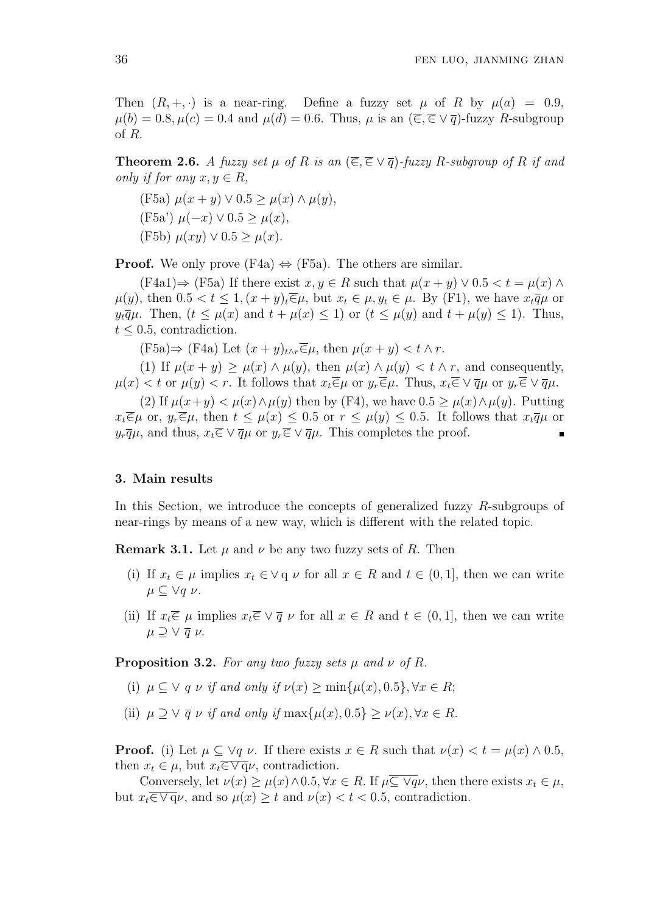Then $(R, +, \cdot)$ is a near-ring. Define a fuzzy set $\mu$ of $R$ by $\mu(a) = 0.9$, $\mu(b) = 0.8, \mu(c) = 0.4$ and $\mu(d) = 0.6$. Thus, $\mu$ is an $(\overline{\in}, \overline{\in} \vee \overline{q})$-fuzzy $R$-subgroup of $R$.

**Theorem 2.6.** *A fuzzy set $\mu$ of $R$ is an $(\overline{\in}, \overline{\in} \vee \overline{q})$-fuzzy $R$-subgroup of $R$ if and only if for any $x, y \in R$,*

(F5a) $\mu(x + y) \vee 0.5 \geq \mu(x) \wedge \mu(y)$,

(F5a') $\mu(-x) \vee 0.5 \geq \mu(x)$,

(F5b) $\mu(xy) \vee 0.5 \geq \mu(x)$.

**Proof.** We only prove (F4a) $\Leftrightarrow$ (F5a). The others are similar.

(F4a1)$\Rightarrow$ (F5a) If there exist $x, y \in R$ such that $\mu(x + y) \vee 0.5 < t = \mu(x) \wedge \mu(y)$, then $0.5 < t \leq 1, (x + y)_t \overline{\in} \mu$, but $x_t \in \mu, y_t \in \mu$. By (F1), we have $x_t \overline{q} \mu$ or $y_t \overline{q} \mu$. Then, ($t \leq \mu(x)$ and $t + \mu(x) \leq 1$) or ($t \leq \mu(y)$ and $t + \mu(y) \leq 1$). Thus, $t \leq 0.5$, contradiction.

(F5a)$\Rightarrow$ (F4a) Let $(x + y)_{t \wedge r} \overline{\in} \mu$, then $\mu(x + y) < t \wedge r$.

(1) If $\mu(x + y) \geq \mu(x) \wedge \mu(y)$, then $\mu(x) \wedge \mu(y) < t \wedge r$, and consequently, $\mu(x) < t$ or $\mu(y) < r$. It follows that $x_t \overline{\in} \mu$ or $y_r \overline{\in} \mu$. Thus, $x_t \overline{\in} \vee \overline{q} \mu$ or $y_r \overline{\in} \vee \overline{q} \mu$.

(2) If $\mu(x+y) < \mu(x) \wedge \mu(y)$ then by (F4), we have $0.5 \geq \mu(x) \wedge \mu(y)$. Putting $x_t \overline{\in} \mu$ or, $y_r \overline{\in} \mu$, then $t \leq \mu(x) \leq 0.5$ or $r \leq \mu(y) \leq 0.5$. It follows that $x_t \overline{q} \mu$ or $y_r \overline{q} \mu$, and thus, $x_t \overline{\in} \vee \overline{q} \mu$ or $y_r \overline{\in} \vee \overline{q} \mu$. This completes the proof. ∎

## 3. Main results

In this Section, we introduce the concepts of generalized fuzzy $R$-subgroups of near-rings by means of a new way, which is different with the related topic.

**Remark 3.1.** Let $\mu$ and $\nu$ be any two fuzzy sets of $R$. Then

(i) If $x_t \in \mu$ implies $x_t \in \vee\, q\ \nu$ for all $x \in R$ and $t \in (0, 1]$, then we can write $\mu \subseteq \vee q\ \nu$.

(ii) If $x_t \overline{\in}\ \mu$ implies $x_t \overline{\in} \vee \overline{q}\ \nu$ for all $x \in R$ and $t \in (0, 1]$, then we can write $\mu \supseteq \vee\ \overline{q}\ \nu$.

**Proposition 3.2.** *For any two fuzzy sets $\mu$ and $\nu$ of $R$.*

(i) *$\mu \subseteq \vee\ q\ \nu$ if and only if $\nu(x) \geq \min\{\mu(x), 0.5\}, \forall x \in R$;*

(ii) *$\mu \supseteq \vee\ \overline{q}\ \nu$ if and only if $\max\{\mu(x), 0.5\} \geq \nu(x), \forall x \in R$.*

**Proof.** (i) Let $\mu \subseteq \vee q\ \nu$. If there exists $x \in R$ such that $\nu(x) < t = \mu(x) \wedge 0.5$, then $x_t \in \mu$, but $x_t \overline{\in \vee\, q} \nu$, contradiction.

Conversely, let $\nu(x) \geq \mu(x) \wedge 0.5, \forall x \in R$. If $\mu \overline{\subseteq \vee q} \nu$, then there exists $x_t \in \mu$, but $x_t \overline{\in \vee\, q} \nu$, and so $\mu(x) \geq t$ and $\nu(x) < t < 0.5$, contradiction.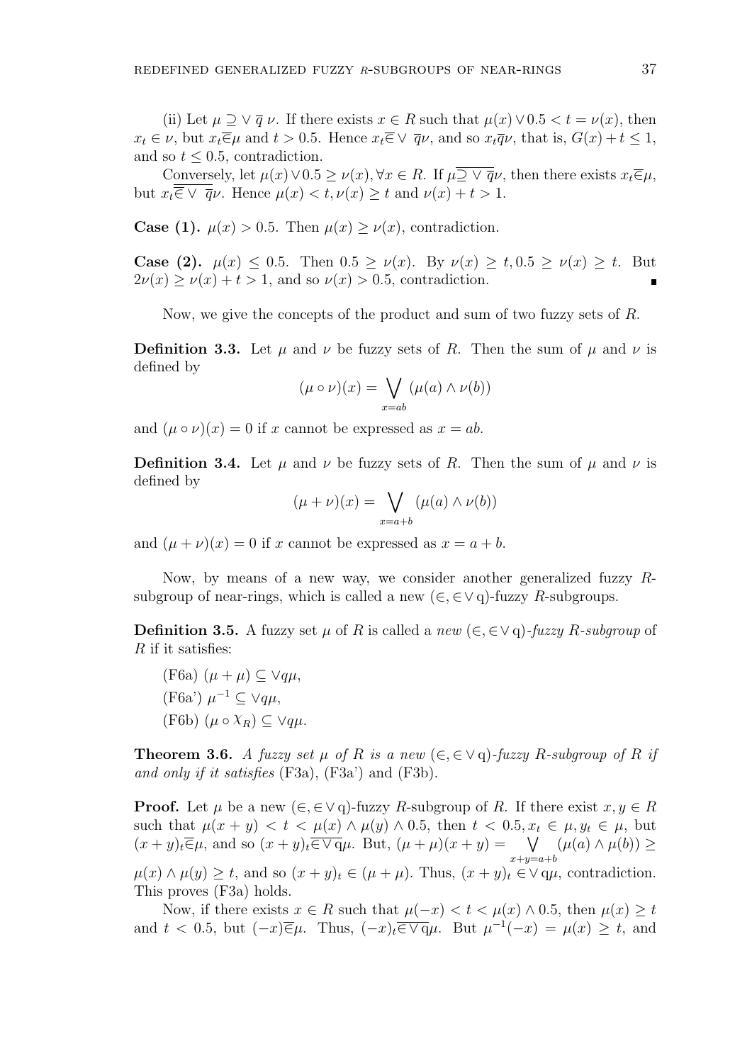(ii) Let $\mu \supseteq \vee\, \overline{q}\, \nu$. If there exists $x \in R$ such that $\mu(x) \vee 0.5 < t = \nu(x)$, then $x_t \in \nu$, but $x_t \overline{\in} \mu$ and $t > 0.5$. Hence $x_t \overline{\in} \vee\, \overline{q} \nu$, and so $x_t \overline{q} \nu$, that is, $G(x) + t \leq 1$, and so $t \leq 0.5$, contradiction.

Conversely, let $\mu(x) \vee 0.5 \geq \nu(x), \forall x \in R$. If $\mu \overline{\supseteq \vee\, \overline{q}} \nu$, then there exists $x_t \overline{\in} \mu$, but $x_t \overline{\overline{\in} \vee\, \overline{q}} \nu$. Hence $\mu(x) < t, \nu(x) \geq t$ and $\nu(x) + t > 1$.

**Case (1).** $\mu(x) > 0.5$. Then $\mu(x) \geq \nu(x)$, contradiction.

**Case (2).** $\mu(x) \leq 0.5$. Then $0.5 \geq \nu(x)$. By $\nu(x) \geq t, 0.5 \geq \nu(x) \geq t$. But $2\nu(x) \geq \nu(x) + t > 1$, and so $\nu(x) > 0.5$, contradiction. ∎

Now, we give the concepts of the product and sum of two fuzzy sets of $R$.

**Definition 3.3.** Let $\mu$ and $\nu$ be fuzzy sets of $R$. Then the sum of $\mu$ and $\nu$ is defined by

$$(\mu \circ \nu)(x) = \bigvee_{x=ab} (\mu(a) \wedge \nu(b))$$

and $(\mu \circ \nu)(x) = 0$ if $x$ cannot be expressed as $x = ab$.

**Definition 3.4.** Let $\mu$ and $\nu$ be fuzzy sets of $R$. Then the sum of $\mu$ and $\nu$ is defined by

$$(\mu + \nu)(x) = \bigvee_{x=a+b} (\mu(a) \wedge \nu(b))$$

and $(\mu + \nu)(x) = 0$ if $x$ cannot be expressed as $x = a + b$.

Now, by means of a new way, we consider another generalized fuzzy $R$-subgroup of near-rings, which is called a new $(\in, \in \vee\, \mathrm{q})$-fuzzy $R$-subgroups.

**Definition 3.5.** A fuzzy set $\mu$ of $R$ is called a *new* $(\in, \in \vee\, \mathrm{q})$*-fuzzy R-subgroup* of $R$ if it satisfies:

(F6a) $(\mu + \mu) \subseteq \vee q \mu$,

(F6a') $\mu^{-1} \subseteq \vee q \mu$,

(F6b) $(\mu \circ \chi_R) \subseteq \vee q \mu$.

**Theorem 3.6.** *A fuzzy set $\mu$ of $R$ is a new $(\in, \in \vee\, \mathrm{q})$-fuzzy R-subgroup of $R$ if and only if it satisfies* (F3a), (F3a') and (F3b).

**Proof.** Let $\mu$ be a new $(\in, \in \vee\, \mathrm{q})$-fuzzy $R$-subgroup of $R$. If there exist $x, y \in R$ such that $\mu(x + y) < t < \mu(x) \wedge \mu(y) \wedge 0.5$, then $t < 0.5, x_t \in \mu, y_t \in \mu$, but $(x + y)_t \overline{\in} \mu$, and so $(x + y)_t \overline{\in \vee\, \mathrm{q}} \mu$. But, $(\mu + \mu)(x + y) = \bigvee_{x+y=a+b} (\mu(a) \wedge \mu(b)) \geq \mu(x) \wedge \mu(y) \geq t$, and so $(x + y)_t \in (\mu + \mu)$. Thus, $(x + y)_t \in \vee\, \mathrm{q} \mu$, contradiction. This proves (F3a) holds.

Now, if there exists $x \in R$ such that $\mu(-x) < t < \mu(x) \wedge 0.5$, then $\mu(x) \geq t$ and $t < 0.5$, but $(-x) \overline{\in} \mu$. Thus, $(-x)_t \overline{\in \vee\, \mathrm{q}} \mu$. But $\mu^{-1}(-x) = \mu(x) \geq t$, and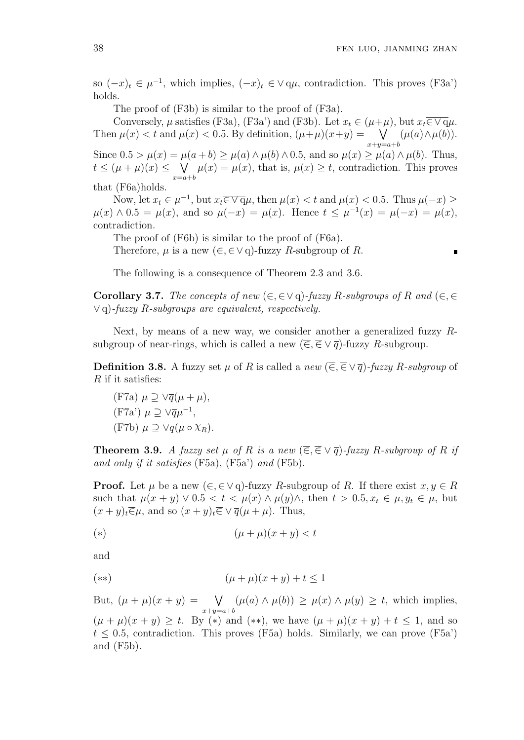so $(-x)_t \in \mu^{-1}$, which implies, $(-x)_t \in \vee\, q\mu$, contradiction. This proves (F3a') holds.

The proof of (F3b) is similar to the proof of (F3a).

Conversely, $\mu$ satisfies (F3a), (F3a') and (F3b). Let $x_t \in (\mu+\mu)$, but $x_t \overline{\in \vee\, q}\mu$. Then $\mu(x) < t$ and $\mu(x) < 0.5$. By definition, $(\mu+\mu)(x+y) = \bigvee_{x+y=a+b} (\mu(a) \wedge \mu(b))$. Since $0.5 > \mu(x) = \mu(a+b) \geq \mu(a) \wedge \mu(b) \wedge 0.5$, and so $\mu(x) \geq \mu(a) \wedge \mu(b)$. Thus, $t \leq (\mu+\mu)(x) \leq \bigvee_{x=a+b} \mu(x) = \mu(x)$, that is, $\mu(x) \geq t$, contradiction. This proves that (F6a)holds.

Now, let $x_t \in \mu^{-1}$, but $x_t \overline{\in \vee\, q}\mu$, then $\mu(x) < t$ and $\mu(x) < 0.5$. Thus $\mu(-x) \geq \mu(x) \wedge 0.5 = \mu(x)$, and so $\mu(-x) = \mu(x)$. Hence $t \leq \mu^{-1}(x) = \mu(-x) = \mu(x)$, contradiction.

The proof of (F6b) is similar to the proof of (F6a).

Therefore, $\mu$ is a new $(\in, \in \vee\, q)$-fuzzy $R$-subgroup of $R$. ∎

The following is a consequence of Theorem 2.3 and 3.6.

**Corollary 3.7.** *The concepts of new $(\in, \in \vee\, q)$-fuzzy $R$-subgroups of $R$ and $(\in, \in \vee\, q)$-fuzzy $R$-subgroups are equivalent, respectively.*

Next, by means of a new way, we consider another a generalized fuzzy $R$-subgroup of near-rings, which is called a new $(\overline{\in}, \overline{\in} \vee \overline{q})$-fuzzy $R$-subgroup.

**Definition 3.8.** A fuzzy set $\mu$ of $R$ is called a *new $(\overline{\in}, \overline{\in} \vee \overline{q})$-fuzzy $R$-subgroup* of $R$ if it satisfies:

(F7a) $\mu \supseteq \vee\overline{q}(\mu+\mu)$,

(F7a') $\mu \supseteq \vee\overline{q}\mu^{-1}$,

(F7b) $\mu \supseteq \vee\overline{q}(\mu \circ \chi_R)$.

**Theorem 3.9.** *A fuzzy set $\mu$ of $R$ is a new $(\overline{\in}, \overline{\in} \vee \overline{q})$-fuzzy $R$-subgroup of $R$ if and only if it satisfies* (F5a), (F5a') *and* (F5b).

**Proof.** Let $\mu$ be a new $(\in, \in \vee\, q)$-fuzzy $R$-subgroup of $R$. If there exist $x, y \in R$ such that $\mu(x+y) \vee 0.5 < t < \mu(x) \wedge \mu(y) \wedge$, then $t > 0.5, x_t \in \mu, y_t \in \mu$, but $(x+y)_t \overline{\in} \mu$, and so $(x+y)_t \overline{\in} \vee \overline{q}(\mu+\mu)$. Thus,

$$(*) \qquad (\mu+\mu)(x+y) < t$$

and

$$(**) \qquad (\mu+\mu)(x+y) + t \leq 1$$

But, $(\mu+\mu)(x+y) = \bigvee_{x+y=a+b} (\mu(a) \wedge \mu(b)) \geq \mu(x) \wedge \mu(y) \geq t$, which implies, $(\mu+\mu)(x+y) \geq t$. By $(*)$ and $(**)$, we have $(\mu+\mu)(x+y) + t \leq 1$, and so $t \leq 0.5$, contradiction. This proves (F5a) holds. Similarly, we can prove (F5a') and (F5b).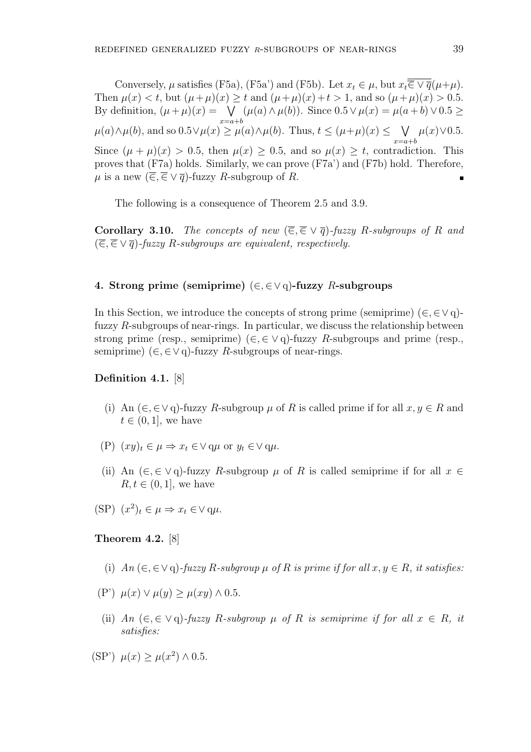Conversely, $\mu$ satisfies (F5a), (F5a') and (F5b). Let $x_t \in \mu$, but $x_t \overline{\overline{\in} \vee \overline{q}} (\mu + \mu)$. Then $\mu(x) < t$, but $(\mu+\mu)(x) \geq t$ and $(\mu+\mu)(x) + t > 1$, and so $(\mu+\mu)(x) > 0.5$. By definition, $(\mu+\mu)(x) = \bigvee_{x=a+b} (\mu(a) \wedge \mu(b))$. Since $0.5 \vee \mu(x) = \mu(a+b) \vee 0.5 \geq \mu(a) \wedge \mu(b)$, and so $0.5 \vee \mu(x) \geq \mu(a) \wedge \mu(b)$. Thus, $t \leq (\mu+\mu)(x) \leq \bigvee_{x=a+b} \mu(x) \vee 0.5$. Since $(\mu+\mu)(x) > 0.5$, then $\mu(x) \geq 0.5$, and so $\mu(x) \geq t$, contradiction. This proves that (F7a) holds. Similarly, we can prove (F7a') and (F7b) hold. Therefore, $\mu$ is a new $(\overline{\in}, \overline{\in} \vee \overline{q})$-fuzzy $R$-subgroup of $R$. ∎

The following is a consequence of Theorem 2.5 and 3.9.

**Corollary 3.10.** *The concepts of new $(\overline{\in}, \overline{\in} \vee \overline{q})$-fuzzy $R$-subgroups of $R$ and $(\overline{\in}, \overline{\in} \vee \overline{q})$-fuzzy $R$-subgroups are equivalent, respectively.*

## 4. Strong prime (semiprime) $(\in, \in \vee \mathrm{q})$-fuzzy $R$-subgroups

In this Section, we introduce the concepts of strong prime (semiprime) $(\in, \in \vee \mathrm{q})$-fuzzy $R$-subgroups of near-rings. In particular, we discuss the relationship between strong prime (resp., semiprime) $(\in, \in \vee \mathrm{q})$-fuzzy $R$-subgroups and prime (resp., semiprime) $(\in, \in \vee \mathrm{q})$-fuzzy $R$-subgroups of near-rings.

**Definition 4.1.** [8]

(i) An $(\in, \in \vee \mathrm{q})$-fuzzy $R$-subgroup $\mu$ of $R$ is called prime if for all $x, y \in R$ and $t \in (0, 1]$, we have

(P) $(xy)_t \in \mu \Rightarrow x_t \in \vee \mathrm{q} \mu$ or $y_t \in \vee \mathrm{q} \mu$.

(ii) An $(\in, \in \vee \mathrm{q})$-fuzzy $R$-subgroup $\mu$ of $R$ is called semiprime if for all $x \in R, t \in (0, 1]$, we have

(SP) $(x^2)_t \in \mu \Rightarrow x_t \in \vee \mathrm{q} \mu$.

**Theorem 4.2.** [8]

(i) *An $(\in, \in \vee \mathrm{q})$-fuzzy $R$-subgroup $\mu$ of $R$ is prime if for all $x, y \in R$, it satisfies:*

(P') $\mu(x) \vee \mu(y) \geq \mu(xy) \wedge 0.5$.

(ii) *An $(\in, \in \vee \mathrm{q})$-fuzzy $R$-subgroup $\mu$ of $R$ is semiprime if for all $x \in R$, it satisfies:*

(SP') $\mu(x) \geq \mu(x^2) \wedge 0.5$.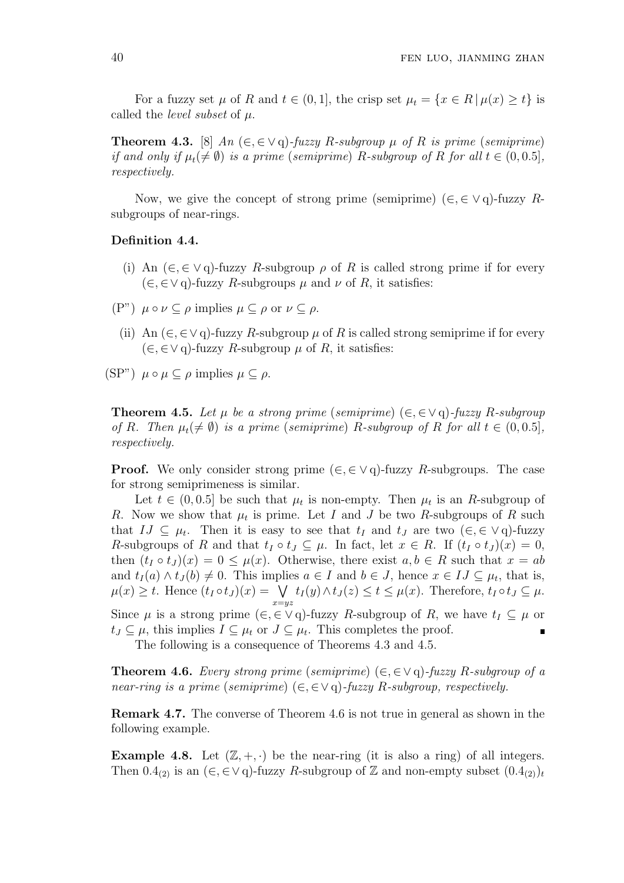For a fuzzy set $\mu$ of $R$ and $t \in (0, 1]$, the crisp set $\mu_t = \{x \in R \mid \mu(x) \geq t\}$ is called the *level subset* of $\mu$.

**Theorem 4.3.** [8] *An* $(\in, \in \vee\, \mathrm{q})$*-fuzzy* $R$*-subgroup* $\mu$ *of* $R$ *is prime* (*semiprime*) *if and only if* $\mu_t (\neq \emptyset)$ *is a prime* (*semiprime*) $R$*-subgroup of* $R$ *for all* $t \in (0, 0.5]$*, respectively.*

Now, we give the concept of strong prime (semiprime) $(\in, \in \vee\, \mathrm{q})$-fuzzy $R$-subgroups of near-rings.

**Definition 4.4.**

(i) An $(\in, \in \vee\, \mathrm{q})$-fuzzy $R$-subgroup $\rho$ of $R$ is called strong prime if for every $(\in, \in \vee\, \mathrm{q})$-fuzzy $R$-subgroups $\mu$ and $\nu$ of $R$, it satisfies:

(P") $\mu \circ \nu \subseteq \rho$ implies $\mu \subseteq \rho$ or $\nu \subseteq \rho$.

(ii) An $(\in, \in \vee\, \mathrm{q})$-fuzzy $R$-subgroup $\mu$ of $R$ is called strong semiprime if for every $(\in, \in \vee\, \mathrm{q})$-fuzzy $R$-subgroup $\mu$ of $R$, it satisfies:

(SP") $\mu \circ \mu \subseteq \rho$ implies $\mu \subseteq \rho$.

**Theorem 4.5.** *Let* $\mu$ *be a strong prime* (*semiprime*) $(\in, \in \vee\, \mathrm{q})$*-fuzzy* $R$*-subgroup of* $R$*. Then* $\mu_t (\neq \emptyset)$ *is a prime* (*semiprime*) $R$*-subgroup of* $R$ *for all* $t \in (0, 0.5]$*, respectively.*

**Proof.** We only consider strong prime $(\in, \in \vee\, \mathrm{q})$-fuzzy $R$-subgroups. The case for strong semiprimeness is similar.

Let $t \in (0, 0.5]$ be such that $\mu_t$ is non-empty. Then $\mu_t$ is an $R$-subgroup of $R$. Now we show that $\mu_t$ is prime. Let $I$ and $J$ be two $R$-subgroups of $R$ such that $IJ \subseteq \mu_t$. Then it is easy to see that $t_I$ and $t_J$ are two $(\in, \in \vee\, \mathrm{q})$-fuzzy $R$-subgroups of $R$ and that $t_I \circ t_J \subseteq \mu$. In fact, let $x \in R$. If $(t_I \circ t_J)(x) = 0$, then $(t_I \circ t_J)(x) = 0 \leq \mu(x)$. Otherwise, there exist $a, b \in R$ such that $x = ab$ and $t_I(a) \wedge t_J(b) \neq 0$. This implies $a \in I$ and $b \in J$, hence $x \in IJ \subseteq \mu_t$, that is, $\mu(x) \geq t$. Hence $(t_I \circ t_J)(x) = \bigvee_{x=yz} t_I(y) \wedge t_J(z) \leq t \leq \mu(x)$. Therefore, $t_I \circ t_J \subseteq \mu$. Since $\mu$ is a strong prime $(\in, \in \vee\, \mathrm{q})$-fuzzy $R$-subgroup of $R$, we have $t_I \subseteq \mu$ or $t_J \subseteq \mu$, this implies $I \subseteq \mu_t$ or $J \subseteq \mu_t$. This completes the proof. ∎

The following is a consequence of Theorems 4.3 and 4.5.

**Theorem 4.6.** *Every strong prime* (*semiprime*) $(\in, \in \vee\, \mathrm{q})$*-fuzzy* $R$*-subgroup of a near-ring is a prime* (*semiprime*) $(\in, \in \vee\, \mathrm{q})$*-fuzzy* $R$*-subgroup, respectively.*

**Remark 4.7.** The converse of Theorem 4.6 is not true in general as shown in the following example.

**Example 4.8.** Let $(\mathbb{Z}, +, \cdot)$ be the near-ring (it is also a ring) of all integers. Then $0.4_{(2)}$ is an $(\in, \in \vee\, \mathrm{q})$-fuzzy $R$-subgroup of $\mathbb{Z}$ and non-empty subset $(0.4_{(2)})_t$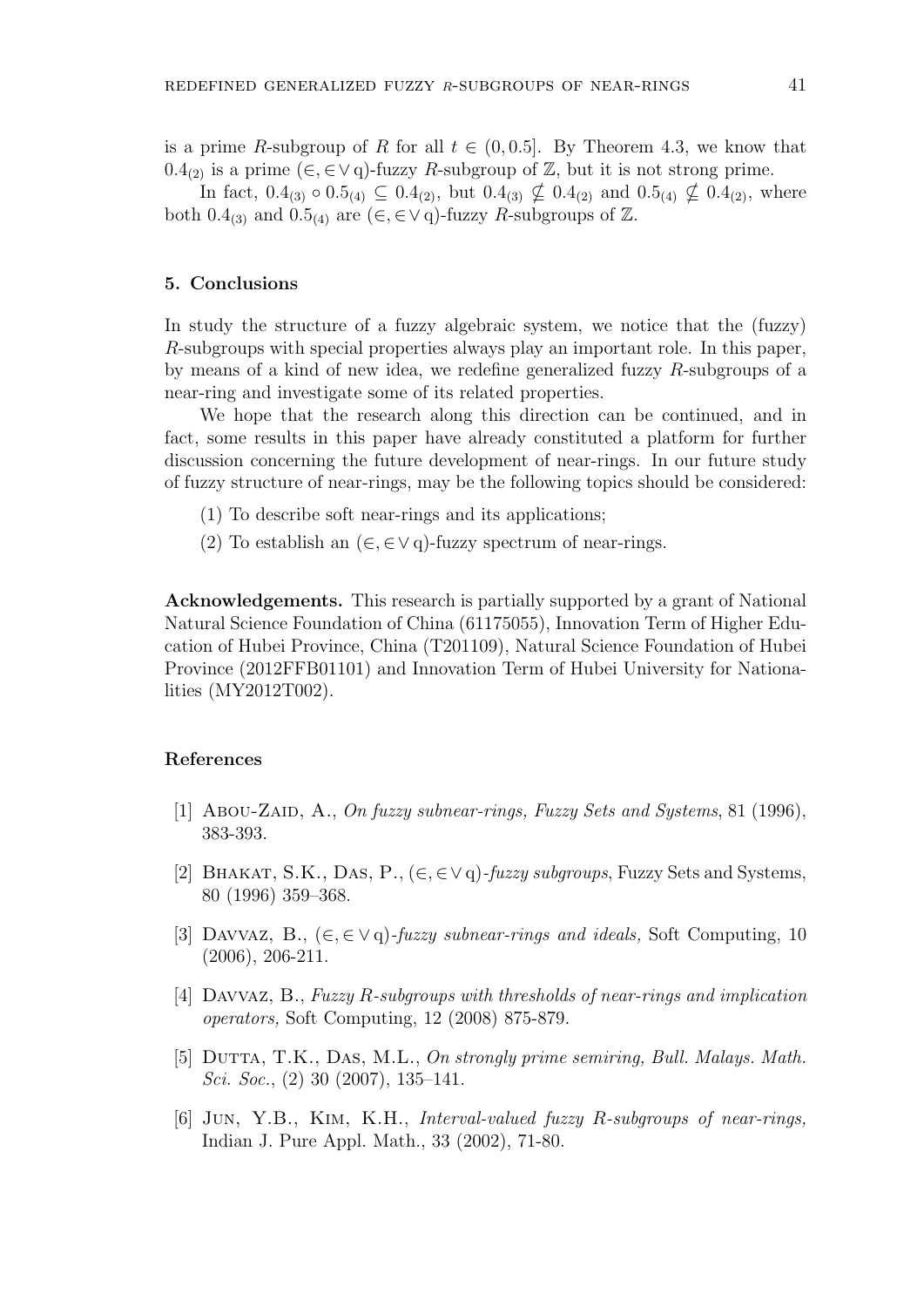is a prime $R$-subgroup of $R$ for all $t \in (0, 0.5]$. By Theorem 4.3, we know that $0.4_{(2)}$ is a prime $(\in, \in\vee\mathrm{q})$-fuzzy $R$-subgroup of $\mathbb{Z}$, but it is not strong prime.

In fact, $0.4_{(3)} \circ 0.5_{(4)} \subseteq 0.4_{(2)}$, but $0.4_{(3)} \nsubseteq 0.4_{(2)}$ and $0.5_{(4)} \nsubseteq 0.4_{(2)}$, where both $0.4_{(3)}$ and $0.5_{(4)}$ are $(\in, \in\vee\mathrm{q})$-fuzzy $R$-subgroups of $\mathbb{Z}$.

## 5. Conclusions

In study the structure of a fuzzy algebraic system, we notice that the (fuzzy) $R$-subgroups with special properties always play an important role. In this paper, by means of a kind of new idea, we redefine generalized fuzzy $R$-subgroups of a near-ring and investigate some of its related properties.

We hope that the research along this direction can be continued, and in fact, some results in this paper have already constituted a platform for further discussion concerning the future development of near-rings. In our future study of fuzzy structure of near-rings, may be the following topics should be considered:

(1) To describe soft near-rings and its applications;

(2) To establish an $(\in, \in\vee\mathrm{q})$-fuzzy spectrum of near-rings.

**Acknowledgements.** This research is partially supported by a grant of National Natural Science Foundation of China (61175055), Innovation Term of Higher Education of Hubei Province, China (T201109), Natural Science Foundation of Hubei Province (2012FFB01101) and Innovation Term of Hubei University for Nationalities (MY2012T002).

## References

[1] Abou-Zaid, A., *On fuzzy subnear-rings, Fuzzy Sets and Systems*, 81 (1996), 383-393.

[2] Bhakat, S.K., Das, P., $(\in, \in\vee\mathrm{q})$*-fuzzy subgroups*, Fuzzy Sets and Systems, 80 (1996) 359–368.

[3] Davvaz, B., $(\in, \in\vee\mathrm{q})$*-fuzzy subnear-rings and ideals,* Soft Computing, 10 (2006), 206-211.

[4] Davvaz, B., *Fuzzy R-subgroups with thresholds of near-rings and implication operators,* Soft Computing, 12 (2008) 875-879.

[5] Dutta, T.K., Das, M.L., *On strongly prime semiring, Bull. Malays. Math. Sci. Soc.*, (2) 30 (2007), 135–141.

[6] Jun, Y.B., Kim, K.H., *Interval-valued fuzzy R-subgroups of near-rings,* Indian J. Pure Appl. Math., 33 (2002), 71-80.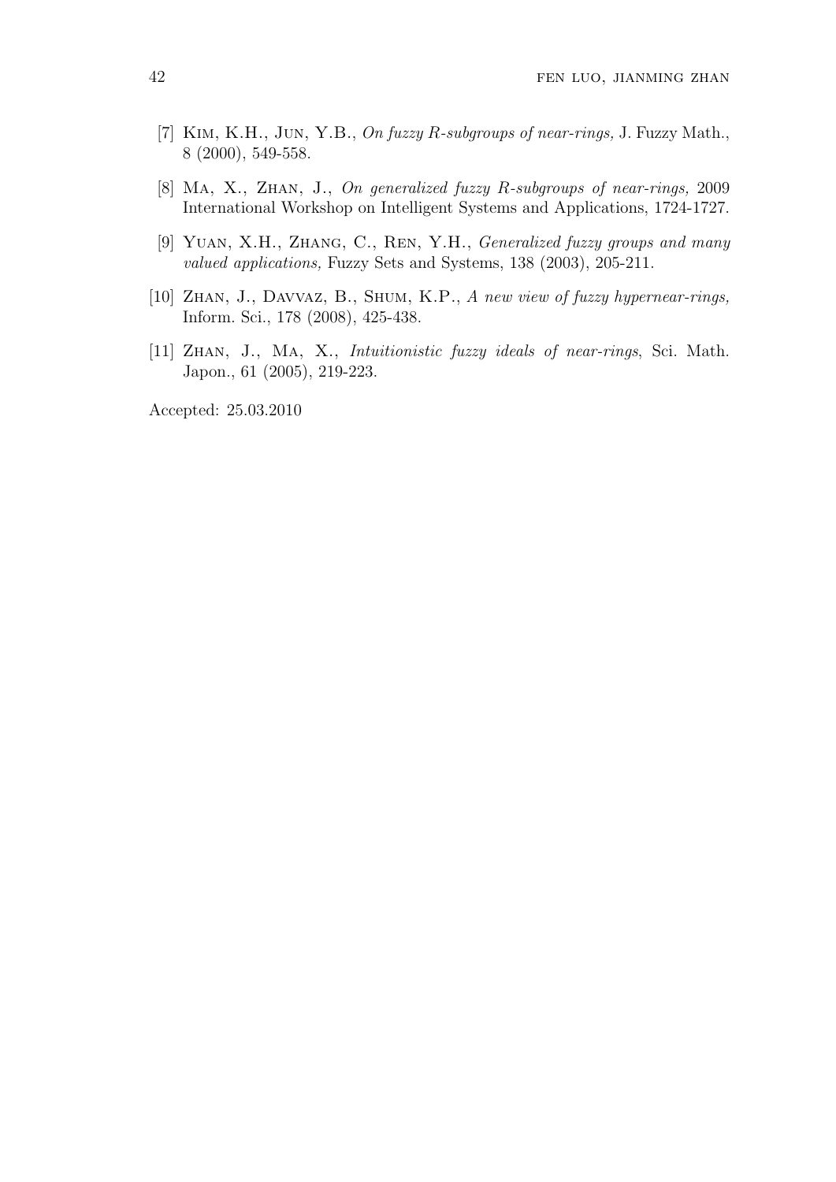[7] Kim, K.H., Jun, Y.B., *On fuzzy R-subgroups of near-rings,* J. Fuzzy Math., 8 (2000), 549-558.

[8] Ma, X., Zhan, J., *On generalized fuzzy R-subgroups of near-rings,* 2009 International Workshop on Intelligent Systems and Applications, 1724-1727.

[9] Yuan, X.H., Zhang, C., Ren, Y.H., *Generalized fuzzy groups and many valued applications,* Fuzzy Sets and Systems, 138 (2003), 205-211.

[10] Zhan, J., Davvaz, B., Shum, K.P., *A new view of fuzzy hypernear-rings,* Inform. Sci., 178 (2008), 425-438.

[11] Zhan, J., Ma, X., *Intuitionistic fuzzy ideals of near-rings*, Sci. Math. Japon., 61 (2005), 219-223.

Accepted: 25.03.2010